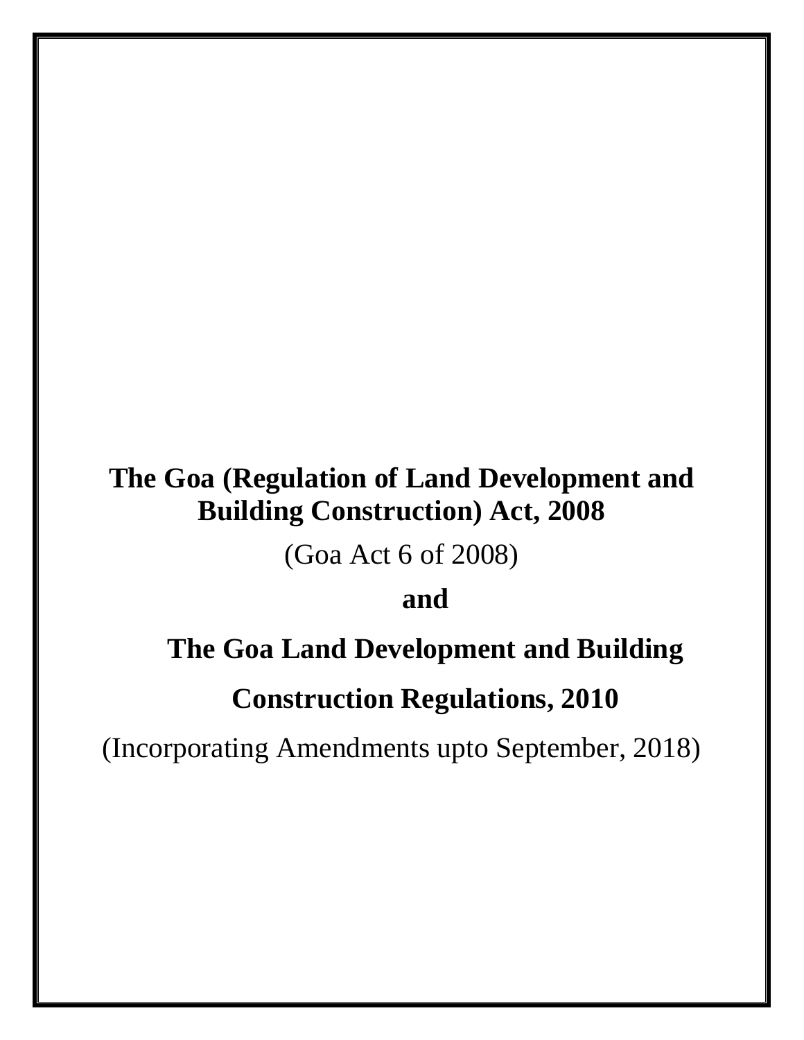# The Goa (Regulation of Land Development and Building Construction) Act, 2008

(Goa Act 6 of 2008)

**and**

# The Goa Land Development and Building Construction Regulations, 2010

(Incorporating Amendments upto September, 2018)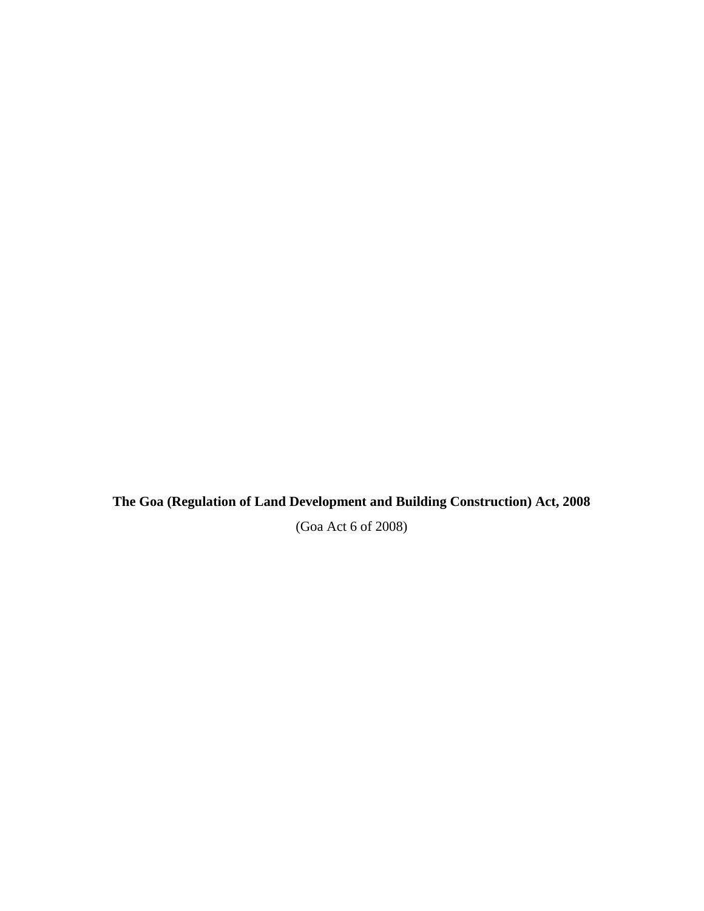**The Goa (Regulation of Land Development and Building Construction) Act, 2008**

(Goa Act 6 of 2008)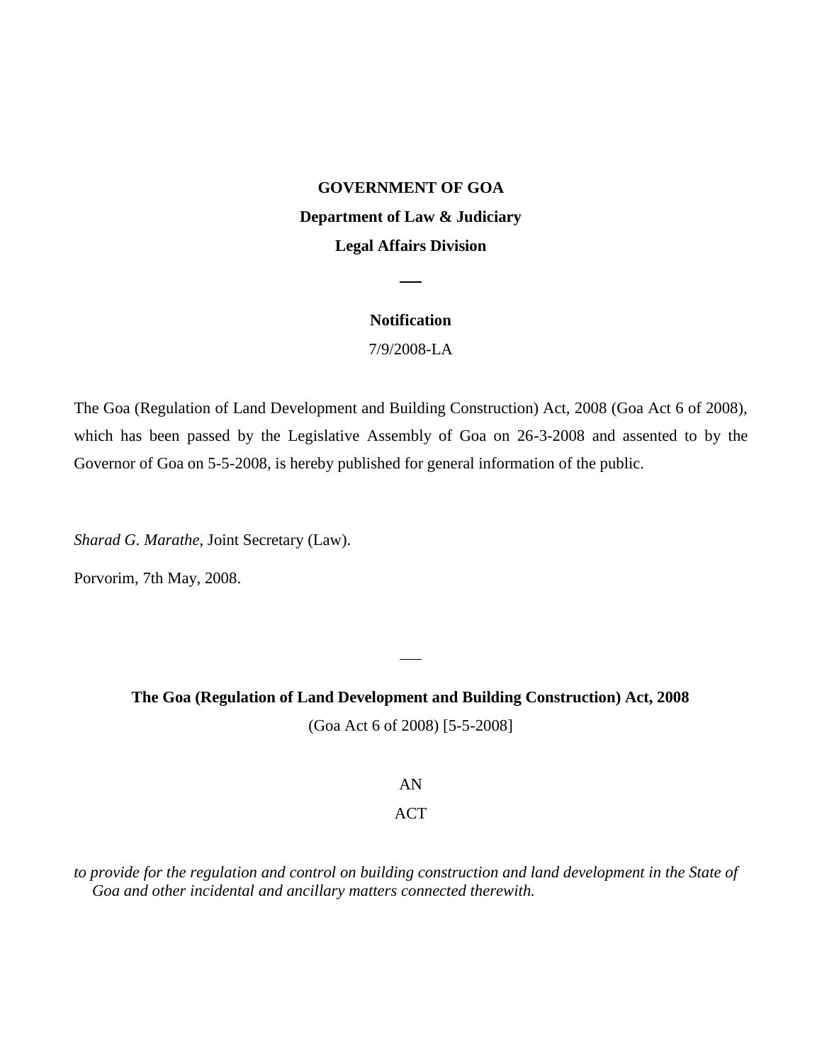**GOVERNMENT OF GOA**

**Department of Law & Judiciary**

**Legal Affairs Division**

---

**Notification**

7/9/2008-LA

The Goa (Regulation of Land Development and Building Construction) Act, 2008 (Goa Act 6 of 2008), which has been passed by the Legislative Assembly of Goa on 26-3-2008 and assented to by the Governor of Goa on 5-5-2008, is hereby published for general information of the public.

*Sharad G. Marathe*, Joint Secretary (Law).

Porvorim, 7th May, 2008.

---

**The Goa (Regulation of Land Development and Building Construction) Act, 2008**

(Goa Act 6 of 2008) [5-5-2008]

AN

ACT

*to provide for the regulation and control on building construction and land development in the State of Goa and other incidental and ancillary matters connected therewith.*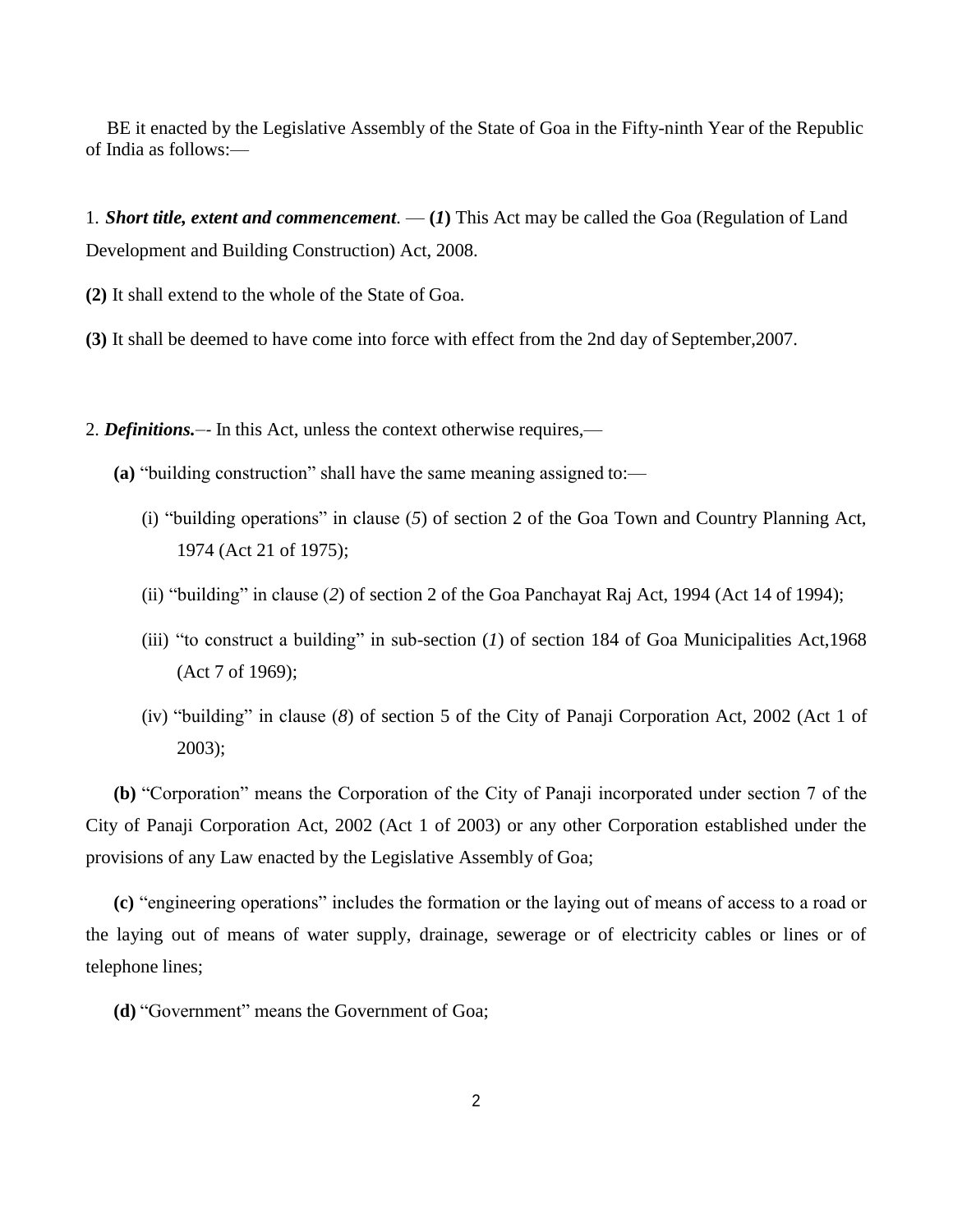BE it enacted by the Legislative Assembly of the State of Goa in the Fifty-ninth Year of the Republic of India as follows:—

1. ***Short title, extent and commencement***. — **(*1*)** This Act may be called the Goa (Regulation of Land Development and Building Construction) Act, 2008.

**(2)** It shall extend to the whole of the State of Goa.

**(3)** It shall be deemed to have come into force with effect from the 2nd day of September,2007.

2. ***Definitions.***–- In this Act, unless the context otherwise requires,—

**(a)** "building construction" shall have the same meaning assigned to:—

(i) "building operations" in clause (*5*) of section 2 of the Goa Town and Country Planning Act, 1974 (Act 21 of 1975);

(ii) "building" in clause (*2*) of section 2 of the Goa Panchayat Raj Act, 1994 (Act 14 of 1994);

(iii) "to construct a building" in sub-section (*1*) of section 184 of Goa Municipalities Act,1968 (Act 7 of 1969);

(iv) "building" in clause (*8*) of section 5 of the City of Panaji Corporation Act, 2002 (Act 1 of 2003);

**(b)** "Corporation" means the Corporation of the City of Panaji incorporated under section 7 of the City of Panaji Corporation Act, 2002 (Act 1 of 2003) or any other Corporation established under the provisions of any Law enacted by the Legislative Assembly of Goa;

**(c)** "engineering operations" includes the formation or the laying out of means of access to a road or the laying out of means of water supply, drainage, sewerage or of electricity cables or lines or of telephone lines;

**(d)** "Government" means the Government of Goa;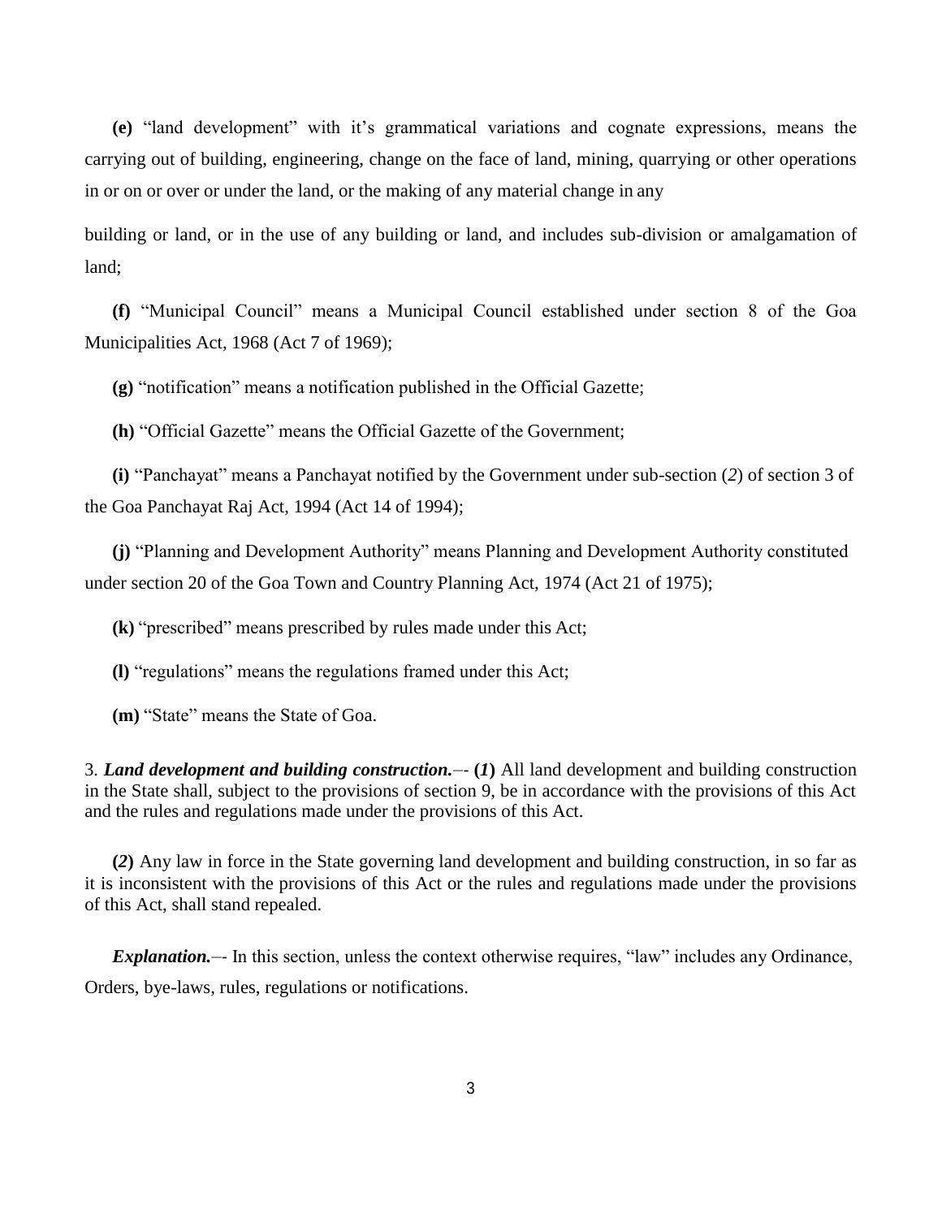**(e)** "land development" with it's grammatical variations and cognate expressions, means the carrying out of building, engineering, change on the face of land, mining, quarrying or other operations in or on or over or under the land, or the making of any material change in any building or land, or in the use of any building or land, and includes sub-division or amalgamation of land;

**(f)** "Municipal Council" means a Municipal Council established under section 8 of the Goa Municipalities Act, 1968 (Act 7 of 1969);

**(g)** "notification" means a notification published in the Official Gazette;

**(h)** "Official Gazette" means the Official Gazette of the Government;

**(i)** "Panchayat" means a Panchayat notified by the Government under sub-section (*2*) of section 3 of the Goa Panchayat Raj Act, 1994 (Act 14 of 1994);

**(j)** "Planning and Development Authority" means Planning and Development Authority constituted under section 20 of the Goa Town and Country Planning Act, 1974 (Act 21 of 1975);

**(k)** "prescribed" means prescribed by rules made under this Act;

**(l)** "regulations" means the regulations framed under this Act;

**(m)** "State" means the State of Goa.

3. ***Land development and building construction.***–- **(*1*)** All land development and building construction in the State shall, subject to the provisions of section 9, be in accordance with the provisions of this Act and the rules and regulations made under the provisions of this Act.

**(*2*)** Any law in force in the State governing land development and building construction, in so far as it is inconsistent with the provisions of this Act or the rules and regulations made under the provisions of this Act, shall stand repealed.

***Explanation.***–- In this section, unless the context otherwise requires, "law" includes any Ordinance, Orders, bye-laws, rules, regulations or notifications.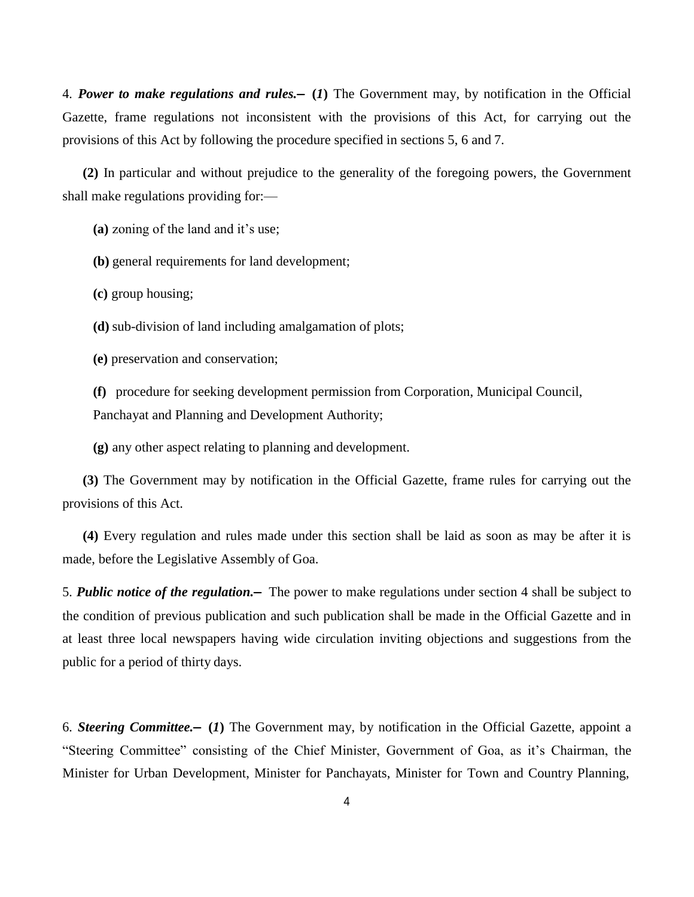4. ***Power to make regulations and rules.*– (*1*)** The Government may, by notification in the Official Gazette, frame regulations not inconsistent with the provisions of this Act, for carrying out the provisions of this Act by following the procedure specified in sections 5, 6 and 7.

**(2)** In particular and without prejudice to the generality of the foregoing powers, the Government shall make regulations providing for:—

**(a)** zoning of the land and it's use;

**(b)** general requirements for land development;

**(c)** group housing;

**(d)** sub-division of land including amalgamation of plots;

**(e)** preservation and conservation;

**(f)** procedure for seeking development permission from Corporation, Municipal Council, Panchayat and Planning and Development Authority;

**(g)** any other aspect relating to planning and development.

**(3)** The Government may by notification in the Official Gazette, frame rules for carrying out the provisions of this Act.

**(4)** Every regulation and rules made under this section shall be laid as soon as may be after it is made, before the Legislative Assembly of Goa.

5. ***Public notice of the regulation.*–** The power to make regulations under section 4 shall be subject to the condition of previous publication and such publication shall be made in the Official Gazette and in at least three local newspapers having wide circulation inviting objections and suggestions from the public for a period of thirty days.

6. ***Steering Committee.*– (*1*)** The Government may, by notification in the Official Gazette, appoint a "Steering Committee" consisting of the Chief Minister, Government of Goa, as it's Chairman, the Minister for Urban Development, Minister for Panchayats, Minister for Town and Country Planning,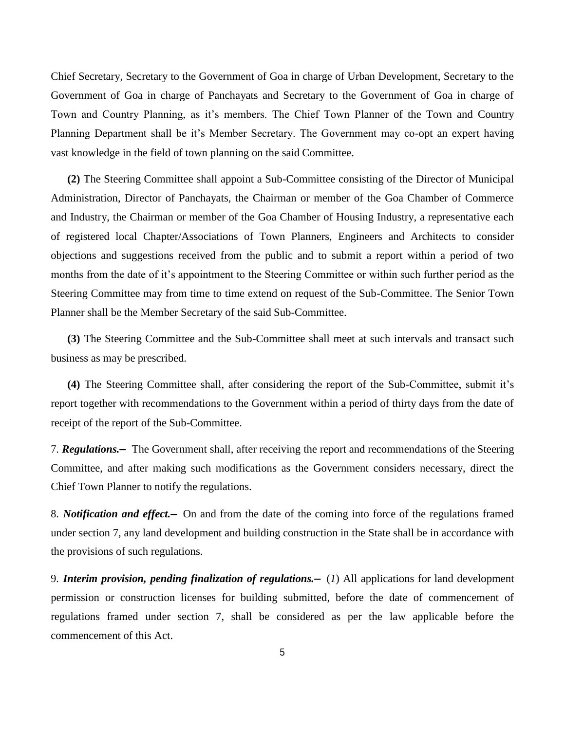Chief Secretary, Secretary to the Government of Goa in charge of Urban Development, Secretary to the Government of Goa in charge of Panchayats and Secretary to the Government of Goa in charge of Town and Country Planning, as it's members. The Chief Town Planner of the Town and Country Planning Department shall be it's Member Secretary. The Government may co-opt an expert having vast knowledge in the field of town planning on the said Committee.

**(2)** The Steering Committee shall appoint a Sub-Committee consisting of the Director of Municipal Administration, Director of Panchayats, the Chairman or member of the Goa Chamber of Commerce and Industry, the Chairman or member of the Goa Chamber of Housing Industry, a representative each of registered local Chapter/Associations of Town Planners, Engineers and Architects to consider objections and suggestions received from the public and to submit a report within a period of two months from the date of it's appointment to the Steering Committee or within such further period as the Steering Committee may from time to time extend on request of the Sub-Committee. The Senior Town Planner shall be the Member Secretary of the said Sub-Committee.

**(3)** The Steering Committee and the Sub-Committee shall meet at such intervals and transact such business as may be prescribed.

**(4)** The Steering Committee shall, after considering the report of the Sub-Committee, submit it's report together with recommendations to the Government within a period of thirty days from the date of receipt of the report of the Sub-Committee.

7. ***Regulations.–*** The Government shall, after receiving the report and recommendations of the Steering Committee, and after making such modifications as the Government considers necessary, direct the Chief Town Planner to notify the regulations.

8. ***Notification and effect.–*** On and from the date of the coming into force of the regulations framed under section 7, any land development and building construction in the State shall be in accordance with the provisions of such regulations.

9. ***Interim provision, pending finalization of regulations.–*** (*1*) All applications for land development permission or construction licenses for building submitted, before the date of commencement of regulations framed under section 7, shall be considered as per the law applicable before the commencement of this Act.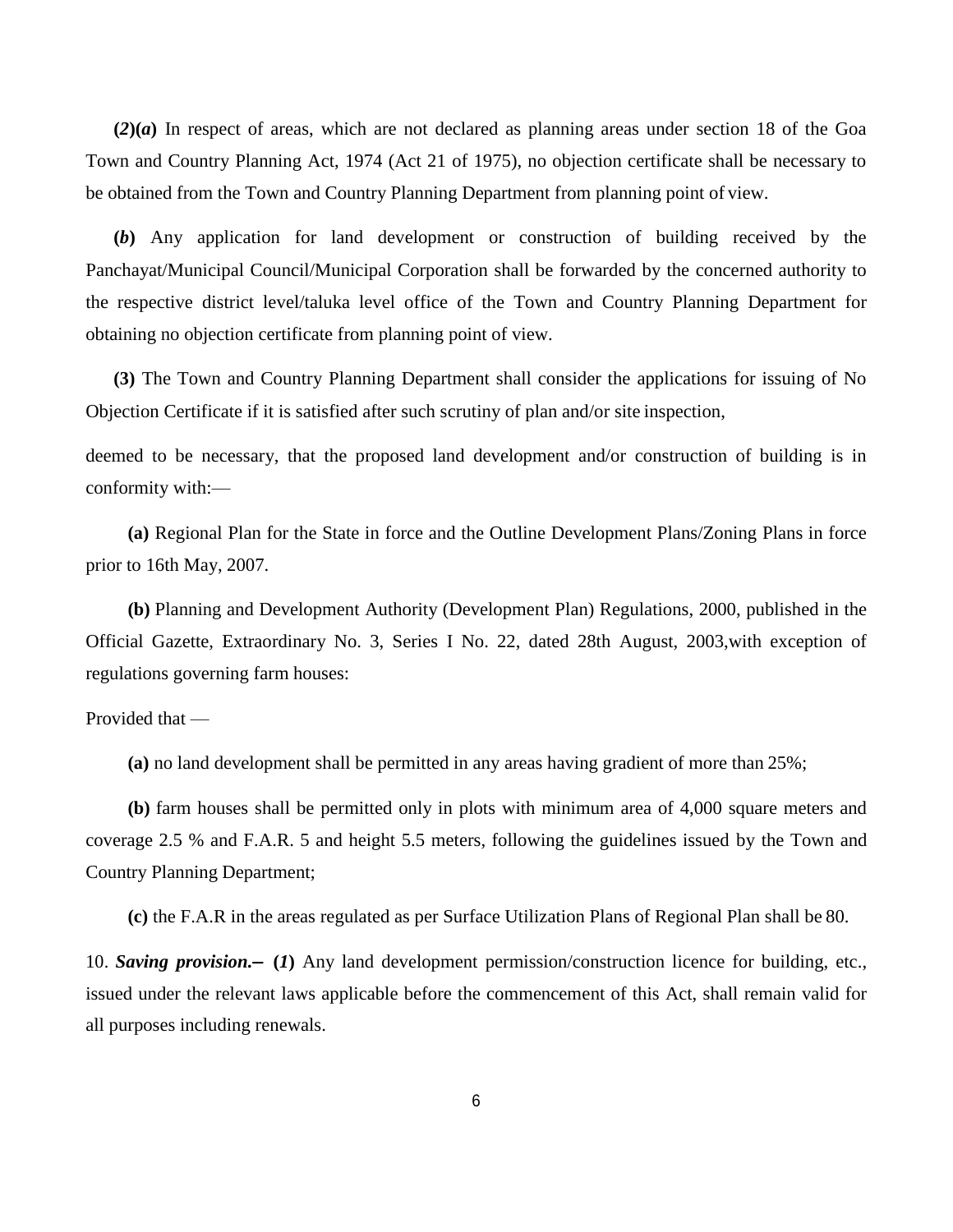**(*2*)(*a*)** In respect of areas, which are not declared as planning areas under section 18 of the Goa Town and Country Planning Act, 1974 (Act 21 of 1975), no objection certificate shall be necessary to be obtained from the Town and Country Planning Department from planning point of view.

**(*b*)** Any application for land development or construction of building received by the Panchayat/Municipal Council/Municipal Corporation shall be forwarded by the concerned authority to the respective district level/taluka level office of the Town and Country Planning Department for obtaining no objection certificate from planning point of view.

**(3)** The Town and Country Planning Department shall consider the applications for issuing of No Objection Certificate if it is satisfied after such scrutiny of plan and/or site inspection,

deemed to be necessary, that the proposed land development and/or construction of building is in conformity with:—

**(a)** Regional Plan for the State in force and the Outline Development Plans/Zoning Plans in force prior to 16th May, 2007.

**(b)** Planning and Development Authority (Development Plan) Regulations, 2000, published in the Official Gazette, Extraordinary No. 3, Series I No. 22, dated 28th August, 2003,with exception of regulations governing farm houses:

Provided that —

**(a)** no land development shall be permitted in any areas having gradient of more than 25%;

**(b)** farm houses shall be permitted only in plots with minimum area of 4,000 square meters and coverage 2.5 % and F.A.R. 5 and height 5.5 meters, following the guidelines issued by the Town and Country Planning Department;

**(c)** the F.A.R in the areas regulated as per Surface Utilization Plans of Regional Plan shall be 80.

10. ***Saving provision.*– (*1*)** Any land development permission/construction licence for building, etc., issued under the relevant laws applicable before the commencement of this Act, shall remain valid for all purposes including renewals.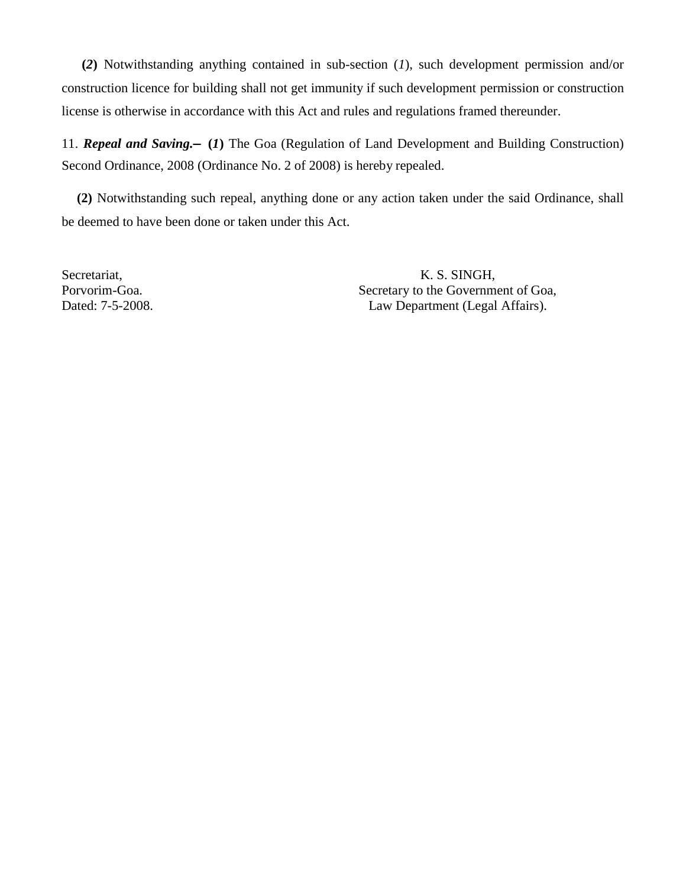**(*2*)** Notwithstanding anything contained in sub-section (*1*), such development permission and/or construction licence for building shall not get immunity if such development permission or construction license is otherwise in accordance with this Act and rules and regulations framed thereunder.

11. ***Repeal and Saving.–*** **(*1*)** The Goa (Regulation of Land Development and Building Construction) Second Ordinance, 2008 (Ordinance No. 2 of 2008) is hereby repealed.

**(2)** Notwithstanding such repeal, anything done or any action taken under the said Ordinance, shall be deemed to have been done or taken under this Act.

Secretariat,
Porvorim-Goa.
Dated: 7-5-2008.

K. S. SINGH,
Secretary to the Government of Goa,
Law Department (Legal Affairs).